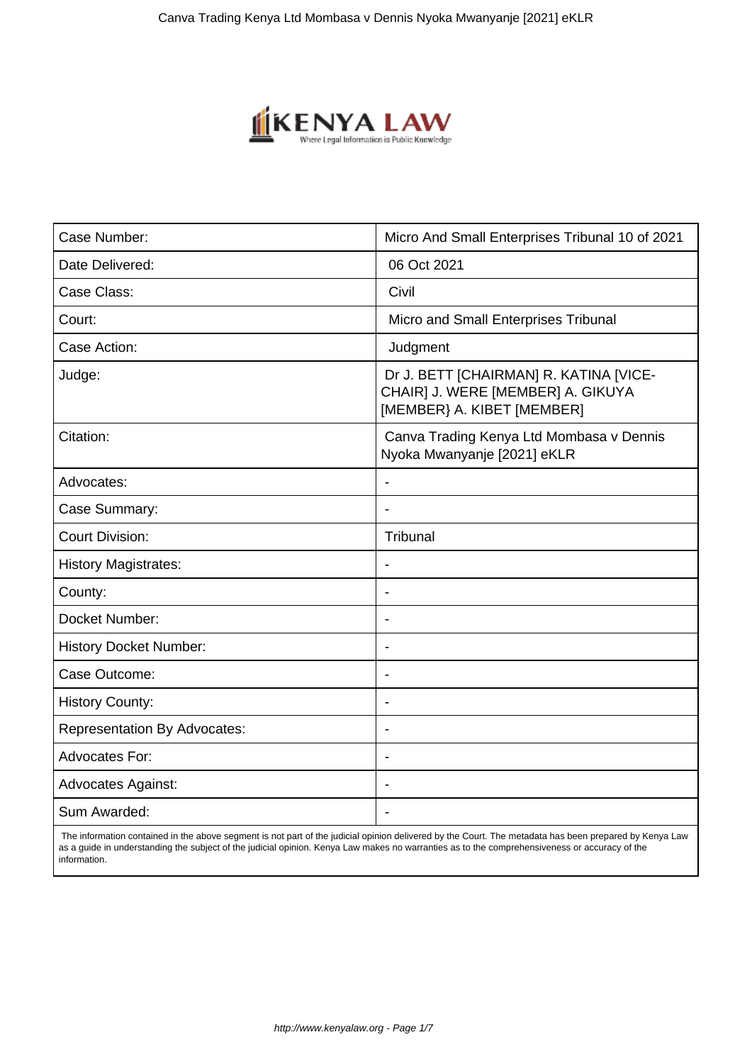| Case Number: | Micro And Small Enterprises Tribunal 10 of 2021 |
|---|---|
| Date Delivered: | 06 Oct 2021 |
| Case Class: | Civil |
| Court: | Micro and Small Enterprises Tribunal |
| Case Action: | Judgment |
| Judge: | Dr J. BETT [CHAIRMAN] R. KATINA [VICE-CHAIR] J. WERE [MEMBER] A. GIKUYA [MEMBER} A. KIBET [MEMBER] |
| Citation: | Canva Trading Kenya Ltd Mombasa v Dennis Nyoka Mwanyanje [2021] eKLR |
| Advocates: | - |
| Case Summary: | - |
| Court Division: | Tribunal |
| History Magistrates: | - |
| County: | - |
| Docket Number: | - |
| History Docket Number: | - |
| Case Outcome: | - |
| History County: | - |
| Representation By Advocates: | - |
| Advocates For: | - |
| Advocates Against: | - |
| Sum Awarded: | - |

The information contained in the above segment is not part of the judicial opinion delivered by the Court. The metadata has been prepared by Kenya Law as a guide in understanding the subject of the judicial opinion. Kenya Law makes no warranties as to the comprehensiveness or accuracy of the information.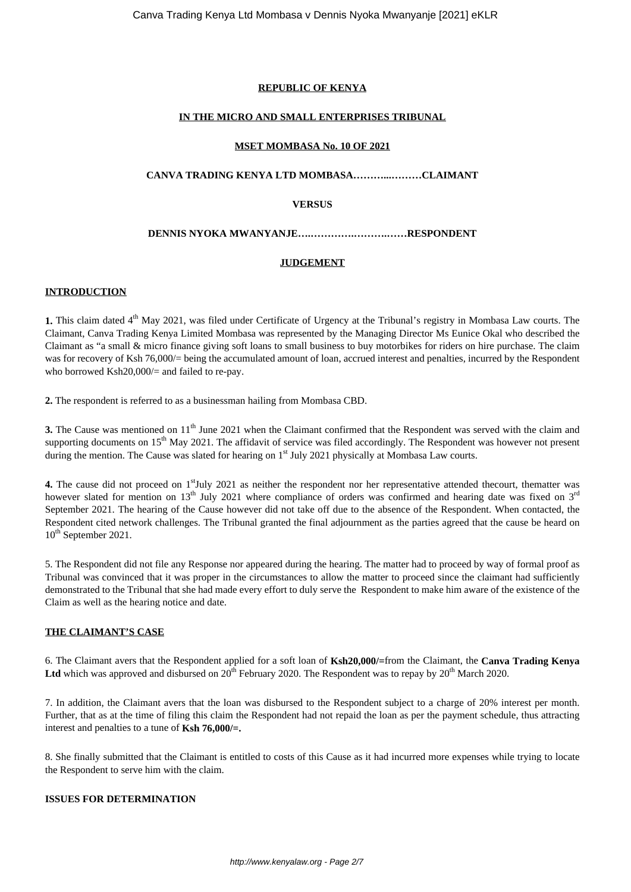**REPUBLIC OF KENYA**

**IN THE MICRO AND SMALL ENTERPRISES TRIBUNAL**

**MSET MOMBASA No. 10 OF 2021**

**CANVA TRADING KENYA LTD MOMBASA………...………CLAIMANT**

**VERSUS**

**DENNIS NYOKA MWANYANJE….………….……….……RESPONDENT**

**JUDGEMENT**

**INTRODUCTION**

**1.** This claim dated 4th May 2021, was filed under Certificate of Urgency at the Tribunal's registry in Mombasa Law courts. The Claimant, Canva Trading Kenya Limited Mombasa was represented by the Managing Director Ms Eunice Okal who described the Claimant as "a small & micro finance giving soft loans to small business to buy motorbikes for riders on hire purchase. The claim was for recovery of Ksh 76,000/= being the accumulated amount of loan, accrued interest and penalties, incurred by the Respondent who borrowed Ksh20,000/= and failed to re-pay.

**2.** The respondent is referred to as a businessman hailing from Mombasa CBD.

**3.** The Cause was mentioned on 11th June 2021 when the Claimant confirmed that the Respondent was served with the claim and supporting documents on 15th May 2021. The affidavit of service was filed accordingly. The Respondent was however not present during the mention. The Cause was slated for hearing on 1st July 2021 physically at Mombasa Law courts.

**4.** The cause did not proceed on 1stJuly 2021 as neither the respondent nor her representative attended thecourt, thematter was however slated for mention on 13th July 2021 where compliance of orders was confirmed and hearing date was fixed on 3rd September 2021. The hearing of the Cause however did not take off due to the absence of the Respondent. When contacted, the Respondent cited network challenges. The Tribunal granted the final adjournment as the parties agreed that the cause be heard on 10th September 2021.

5. The Respondent did not file any Response nor appeared during the hearing. The matter had to proceed by way of formal proof as Tribunal was convinced that it was proper in the circumstances to allow the matter to proceed since the claimant had sufficiently demonstrated to the Tribunal that she had made every effort to duly serve the Respondent to make him aware of the existence of the Claim as well as the hearing notice and date.

**THE CLAIMANT'S CASE**

6. The Claimant avers that the Respondent applied for a soft loan of **Ksh20,000/=**from the Claimant, the **Canva Trading Kenya Ltd** which was approved and disbursed on 20th February 2020. The Respondent was to repay by 20th March 2020.

7. In addition, the Claimant avers that the loan was disbursed to the Respondent subject to a charge of 20% interest per month. Further, that as at the time of filing this claim the Respondent had not repaid the loan as per the payment schedule, thus attracting interest and penalties to a tune of **Ksh 76,000/=.**

8. She finally submitted that the Claimant is entitled to costs of this Cause as it had incurred more expenses while trying to locate the Respondent to serve him with the claim.

**ISSUES FOR DETERMINATION**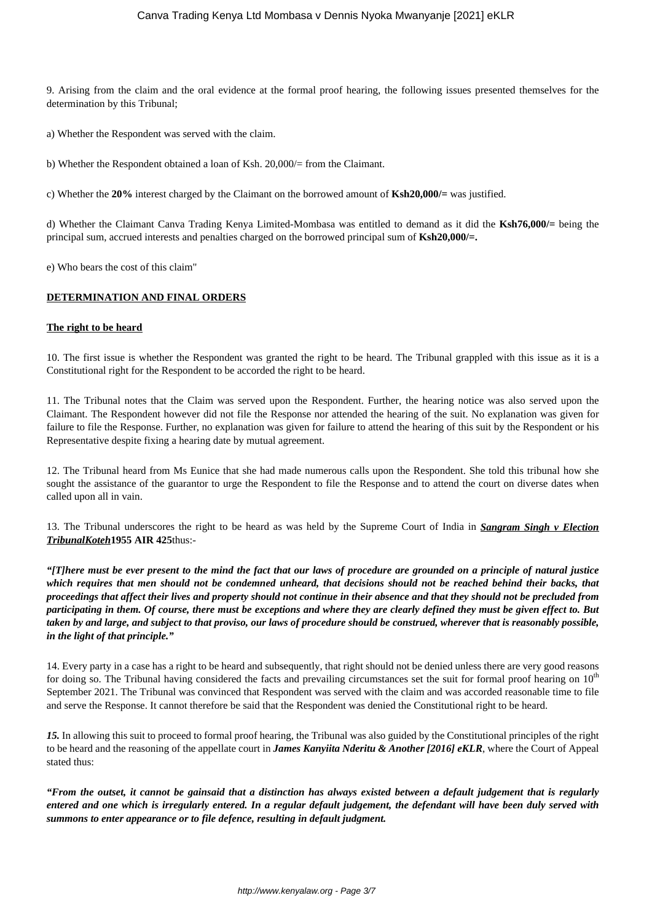9. Arising from the claim and the oral evidence at the formal proof hearing, the following issues presented themselves for the determination by this Tribunal;

a) Whether the Respondent was served with the claim.

b) Whether the Respondent obtained a loan of Ksh. 20,000/= from the Claimant.

c) Whether the **20%** interest charged by the Claimant on the borrowed amount of **Ksh20,000/=** was justified.

d) Whether the Claimant Canva Trading Kenya Limited-Mombasa was entitled to demand as it did the **Ksh76,000/=** being the principal sum, accrued interests and penalties charged on the borrowed principal sum of **Ksh20,000/=.**

e) Who bears the cost of this claim"

**DETERMINATION AND FINAL ORDERS**

**The right to be heard**

10. The first issue is whether the Respondent was granted the right to be heard. The Tribunal grappled with this issue as it is a Constitutional right for the Respondent to be accorded the right to be heard.

11. The Tribunal notes that the Claim was served upon the Respondent. Further, the hearing notice was also served upon the Claimant. The Respondent however did not file the Response nor attended the hearing of the suit. No explanation was given for failure to file the Response. Further, no explanation was given for failure to attend the hearing of this suit by the Respondent or his Representative despite fixing a hearing date by mutual agreement.

12. The Tribunal heard from Ms Eunice that she had made numerous calls upon the Respondent. She told this tribunal how she sought the assistance of the guarantor to urge the Respondent to file the Response and to attend the court on diverse dates when called upon all in vain.

13. The Tribunal underscores the right to be heard as was held by the Supreme Court of India in ***Sangram Singh v Election TribunalKoteh*** **1955 AIR 425** thus:-

***"[T]here must be ever present to the mind the fact that our laws of procedure are grounded on a principle of natural justice which requires that men should not be condemned unheard, that decisions should not be reached behind their backs, that proceedings that affect their lives and property should not continue in their absence and that they should not be precluded from participating in them. Of course, there must be exceptions and where they are clearly defined they must be given effect to. But taken by and large, and subject to that proviso, our laws of procedure should be construed, wherever that is reasonably possible, in the light of that principle."***

14. Every party in a case has a right to be heard and subsequently, that right should not be denied unless there are very good reasons for doing so. The Tribunal having considered the facts and prevailing circumstances set the suit for formal proof hearing on 10th September 2021. The Tribunal was convinced that Respondent was served with the claim and was accorded reasonable time to file and serve the Response. It cannot therefore be said that the Respondent was denied the Constitutional right to be heard.

***15.*** In allowing this suit to proceed to formal proof hearing, the Tribunal was also guided by the Constitutional principles of the right to be heard and the reasoning of the appellate court in ***James Kanyiita Nderitu & Another [2016] eKLR***, where the Court of Appeal stated thus:

***"From the outset, it cannot be gainsaid that a distinction has always existed between a default judgement that is regularly entered and one which is irregularly entered. In a regular default judgement, the defendant will have been duly served with summons to enter appearance or to file defence, resulting in default judgment.***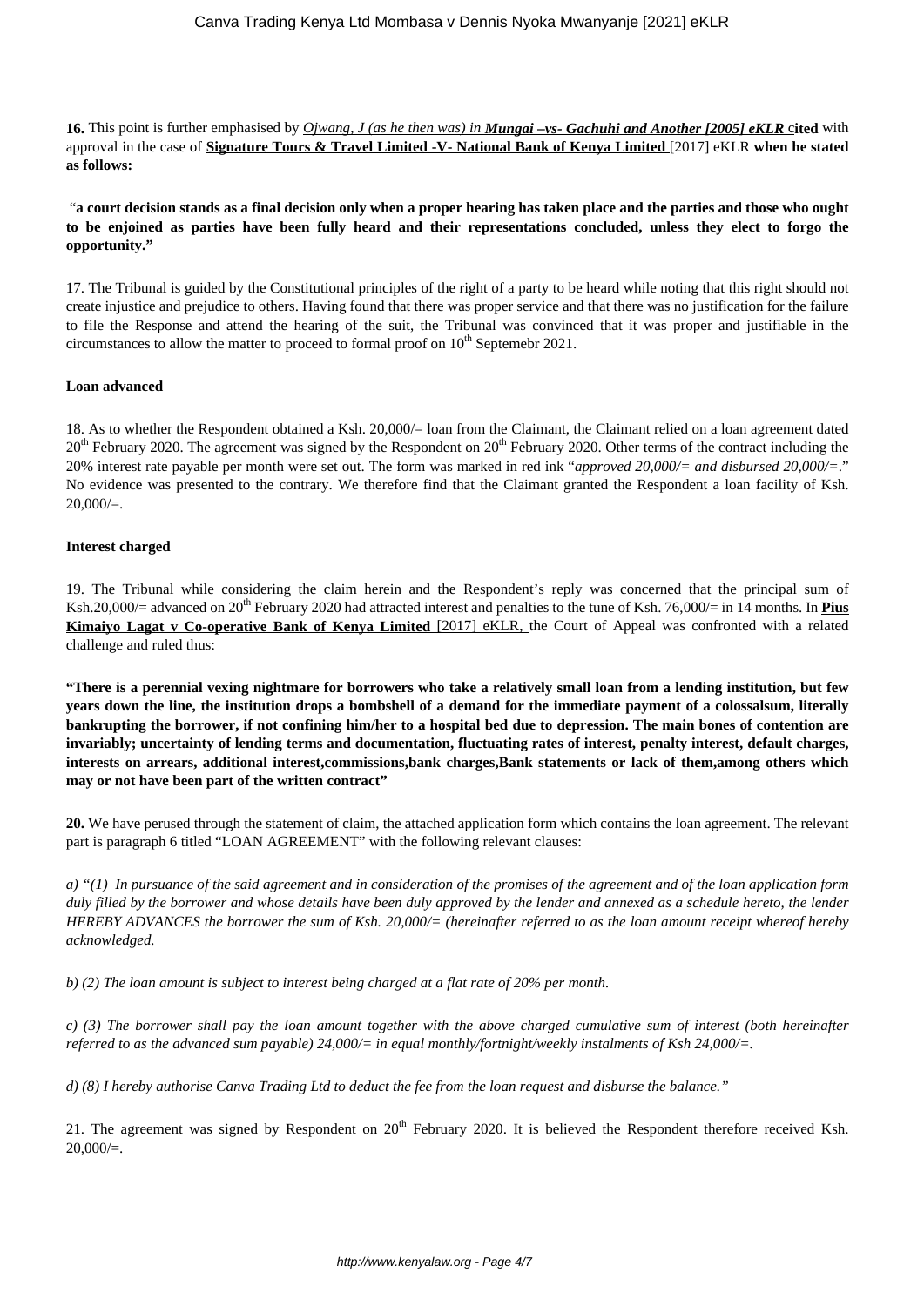**16.** This point is further emphasised by *Ojwang, J (as he then was) in* ***Mungai –vs- Gachuhi and Another [2005] eKLR*** **cited** with approval in the case of **Signature Tours & Travel Limited -V- National Bank of Kenya Limited** [2017] eKLR **when he stated as follows:**

**"a court decision stands as a final decision only when a proper hearing has taken place and the parties and those who ought to be enjoined as parties have been fully heard and their representations concluded, unless they elect to forgo the opportunity."**

17. The Tribunal is guided by the Constitutional principles of the right of a party to be heard while noting that this right should not create injustice and prejudice to others. Having found that there was proper service and that there was no justification for the failure to file the Response and attend the hearing of the suit, the Tribunal was convinced that it was proper and justifiable in the circumstances to allow the matter to proceed to formal proof on 10th Septemebr 2021.

**Loan advanced**

18. As to whether the Respondent obtained a Ksh. 20,000/= loan from the Claimant, the Claimant relied on a loan agreement dated 20th February 2020. The agreement was signed by the Respondent on 20th February 2020. Other terms of the contract including the 20% interest rate payable per month were set out. The form was marked in red ink "*approved 20,000/= and disbursed 20,000/=*." No evidence was presented to the contrary. We therefore find that the Claimant granted the Respondent a loan facility of Ksh. 20,000/=.

**Interest charged**

19. The Tribunal while considering the claim herein and the Respondent's reply was concerned that the principal sum of Ksh.20,000/= advanced on 20th February 2020 had attracted interest and penalties to the tune of Ksh. 76,000/= in 14 months. In **Pius Kimaiyo Lagat v Co-operative Bank of Kenya Limited** [2017] eKLR, the Court of Appeal was confronted with a related challenge and ruled thus:

**"There is a perennial vexing nightmare for borrowers who take a relatively small loan from a lending institution, but few years down the line, the institution drops a bombshell of a demand for the immediate payment of a colossalsum, literally bankrupting the borrower, if not confining him/her to a hospital bed due to depression. The main bones of contention are invariably; uncertainty of lending terms and documentation, fluctuating rates of interest, penalty interest, default charges, interests on arrears, additional interest,commissions,bank charges,Bank statements or lack of them,among others which may or not have been part of the written contract"**

**20.** We have perused through the statement of claim, the attached application form which contains the loan agreement. The relevant part is paragraph 6 titled "LOAN AGREEMENT" with the following relevant clauses:

*a) "(1) In pursuance of the said agreement and in consideration of the promises of the agreement and of the loan application form duly filled by the borrower and whose details have been duly approved by the lender and annexed as a schedule hereto, the lender HEREBY ADVANCES the borrower the sum of Ksh. 20,000/= (hereinafter referred to as the loan amount receipt whereof hereby acknowledged.*

*b) (2) The loan amount is subject to interest being charged at a flat rate of 20% per month.*

*c) (3) The borrower shall pay the loan amount together with the above charged cumulative sum of interest (both hereinafter referred to as the advanced sum payable) 24,000/= in equal monthly/fortnight/weekly instalments of Ksh 24,000/=.*

*d) (8) I hereby authorise Canva Trading Ltd to deduct the fee from the loan request and disburse the balance."*

21. The agreement was signed by Respondent on 20th February 2020. It is believed the Respondent therefore received Ksh. 20,000/=.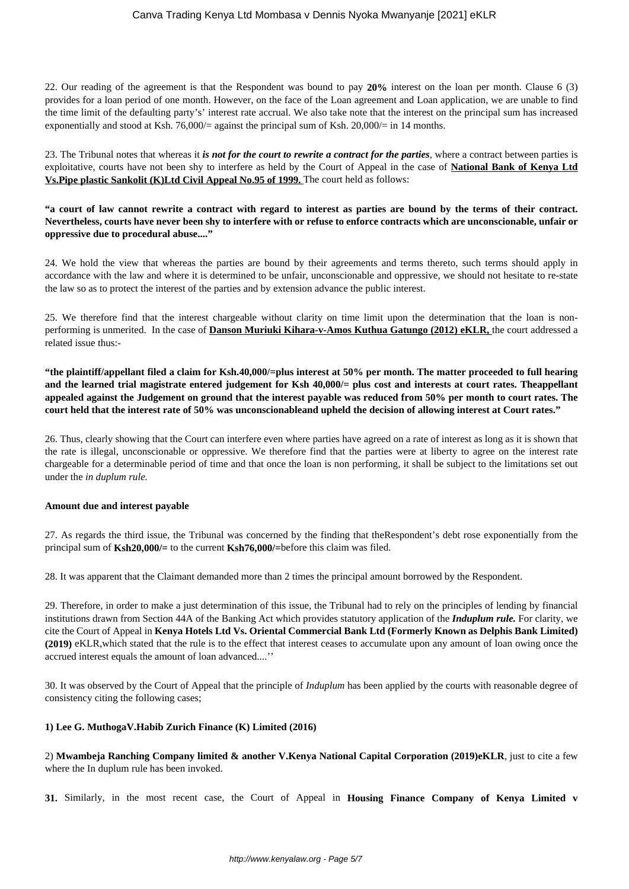22. Our reading of the agreement is that the Respondent was bound to pay **20%** interest on the loan per month. Clause 6 (3) provides for a loan period of one month. However, on the face of the Loan agreement and Loan application, we are unable to find the time limit of the defaulting party's' interest rate accrual. We also take note that the interest on the principal sum has increased exponentially and stood at Ksh. 76,000/= against the principal sum of Ksh. 20,000/= in 14 months.

23. The Tribunal notes that whereas it ***is not for the court to rewrite a contract for the parties***, where a contract between parties is exploitative, courts have not been shy to interfere as held by the Court of Appeal in the case of **National Bank of Kenya Ltd Vs.Pipe plastic Sankolit (K)Ltd Civil Appeal No.95 of 1999.** The court held as follows:

**"a court of law cannot rewrite a contract with regard to interest as parties are bound by the terms of their contract. Nevertheless, courts have never been shy to interfere with or refuse to enforce contracts which are unconscionable, unfair or oppressive due to procedural abuse...."**

24. We hold the view that whereas the parties are bound by their agreements and terms thereto, such terms should apply in accordance with the law and where it is determined to be unfair, unconscionable and oppressive, we should not hesitate to re-state the law so as to protect the interest of the parties and by extension advance the public interest.

25. We therefore find that the interest chargeable without clarity on time limit upon the determination that the loan is non-performing is unmerited. In the case of **Danson Muriuki Kihara-v-Amos Kuthua Gatungo (2012) eKLR,** the court addressed a related issue thus:-

**"the plaintiff/appellant filed a claim for Ksh.40,000/=plus interest at 50% per month. The matter proceeded to full hearing and the learned trial magistrate entered judgement for Ksh 40,000/= plus cost and interests at court rates. Theappellant appealed against the Judgement on ground that the interest payable was reduced from 50% per month to court rates. The court held that the interest rate of 50% was unconscionableand upheld the decision of allowing interest at Court rates."**

26. Thus, clearly showing that the Court can interfere even where parties have agreed on a rate of interest as long as it is shown that the rate is illegal, unconscionable or oppressive. We therefore find that the parties were at liberty to agree on the interest rate chargeable for a determinable period of time and that once the loan is non performing, it shall be subject to the limitations set out under the *in duplum rule.*

**Amount due and interest payable**

27. As regards the third issue, the Tribunal was concerned by the finding that theRespondent's debt rose exponentially from the principal sum of **Ksh20,000/=** to the current **Ksh76,000/=**before this claim was filed.

28. It was apparent that the Claimant demanded more than 2 times the principal amount borrowed by the Respondent.

29. Therefore, in order to make a just determination of this issue, the Tribunal had to rely on the principles of lending by financial institutions drawn from Section 44A of the Banking Act which provides statutory application of the ***Induplum rule.*** For clarity, we cite the Court of Appeal in **Kenya Hotels Ltd Vs. Oriental Commercial Bank Ltd (Formerly Known as Delphis Bank Limited) (2019)** eKLR,which stated that the rule is to the effect that interest ceases to accumulate upon any amount of loan owing once the accrued interest equals the amount of loan advanced....''

30. It was observed by the Court of Appeal that the principle of *Induplum* has been applied by the courts with reasonable degree of consistency citing the following cases;

**1) Lee G. MuthogaV.Habib Zurich Finance (K) Limited (2016)**

2) **Mwambeja Ranching Company limited & another V.Kenya National Capital Corporation (2019)eKLR**, just to cite a few where the In duplum rule has been invoked.

**31.** Similarly, in the most recent case, the Court of Appeal in **Housing Finance Company of Kenya Limited v**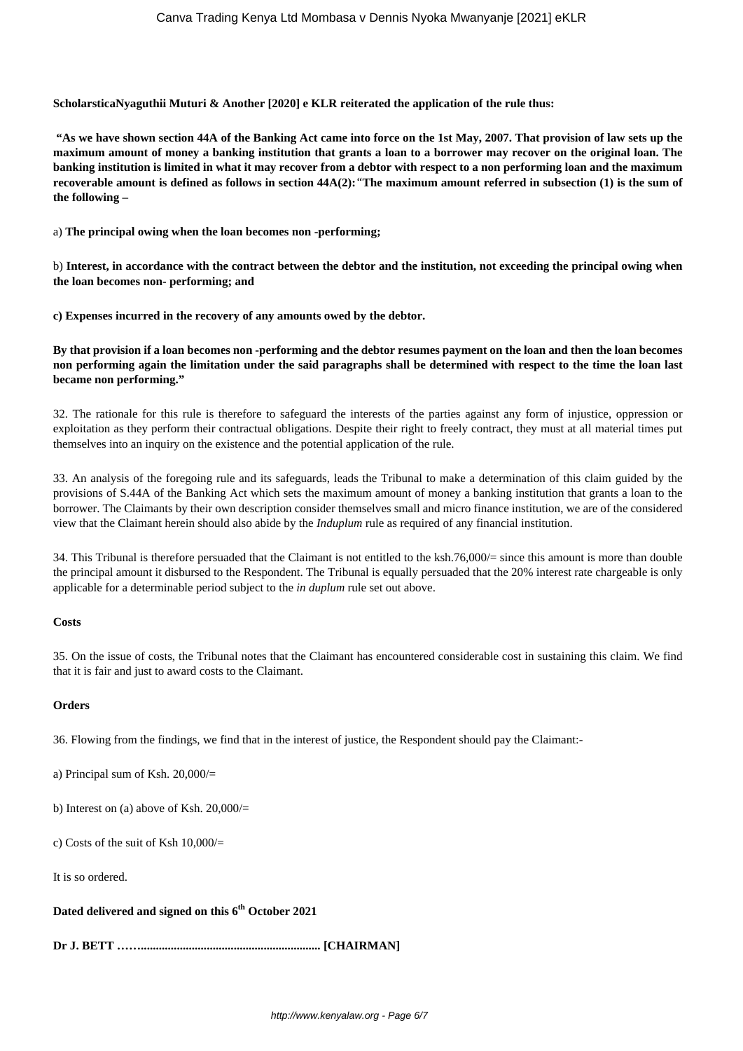**ScholarsticaNyaguthii Muturi & Another [2020] e KLR reiterated the application of the rule thus:**

**"As we have shown section 44A of the Banking Act came into force on the 1st May, 2007. That provision of law sets up the maximum amount of money a banking institution that grants a loan to a borrower may recover on the original loan. The banking institution is limited in what it may recover from a debtor with respect to a non performing loan and the maximum recoverable amount is defined as follows in section 44A(2):**"**The maximum amount referred in subsection (1) is the sum of the following –**

a) **The principal owing when the loan becomes non -performing;**

b) **Interest, in accordance with the contract between the debtor and the institution, not exceeding the principal owing when the loan becomes non- performing; and**

**c) Expenses incurred in the recovery of any amounts owed by the debtor.**

**By that provision if a loan becomes non -performing and the debtor resumes payment on the loan and then the loan becomes non performing again the limitation under the said paragraphs shall be determined with respect to the time the loan last became non performing."**

32. The rationale for this rule is therefore to safeguard the interests of the parties against any form of injustice, oppression or exploitation as they perform their contractual obligations. Despite their right to freely contract, they must at all material times put themselves into an inquiry on the existence and the potential application of the rule.

33. An analysis of the foregoing rule and its safeguards, leads the Tribunal to make a determination of this claim guided by the provisions of S.44A of the Banking Act which sets the maximum amount of money a banking institution that grants a loan to the borrower. The Claimants by their own description consider themselves small and micro finance institution, we are of the considered view that the Claimant herein should also abide by the *Induplum* rule as required of any financial institution.

34. This Tribunal is therefore persuaded that the Claimant is not entitled to the ksh.76,000/= since this amount is more than double the principal amount it disbursed to the Respondent. The Tribunal is equally persuaded that the 20% interest rate chargeable is only applicable for a determinable period subject to the *in duplum* rule set out above.

**Costs**

35. On the issue of costs, the Tribunal notes that the Claimant has encountered considerable cost in sustaining this claim. We find that it is fair and just to award costs to the Claimant.

**Orders**

36. Flowing from the findings, we find that in the interest of justice, the Respondent should pay the Claimant:-

a) Principal sum of Ksh. 20,000/=

b) Interest on (a) above of Ksh. 20,000/=

c) Costs of the suit of Ksh 10,000/=

It is so ordered.

**Dated delivered and signed on this 6th October 2021**

**Dr J. BETT ……........................................................... [CHAIRMAN]**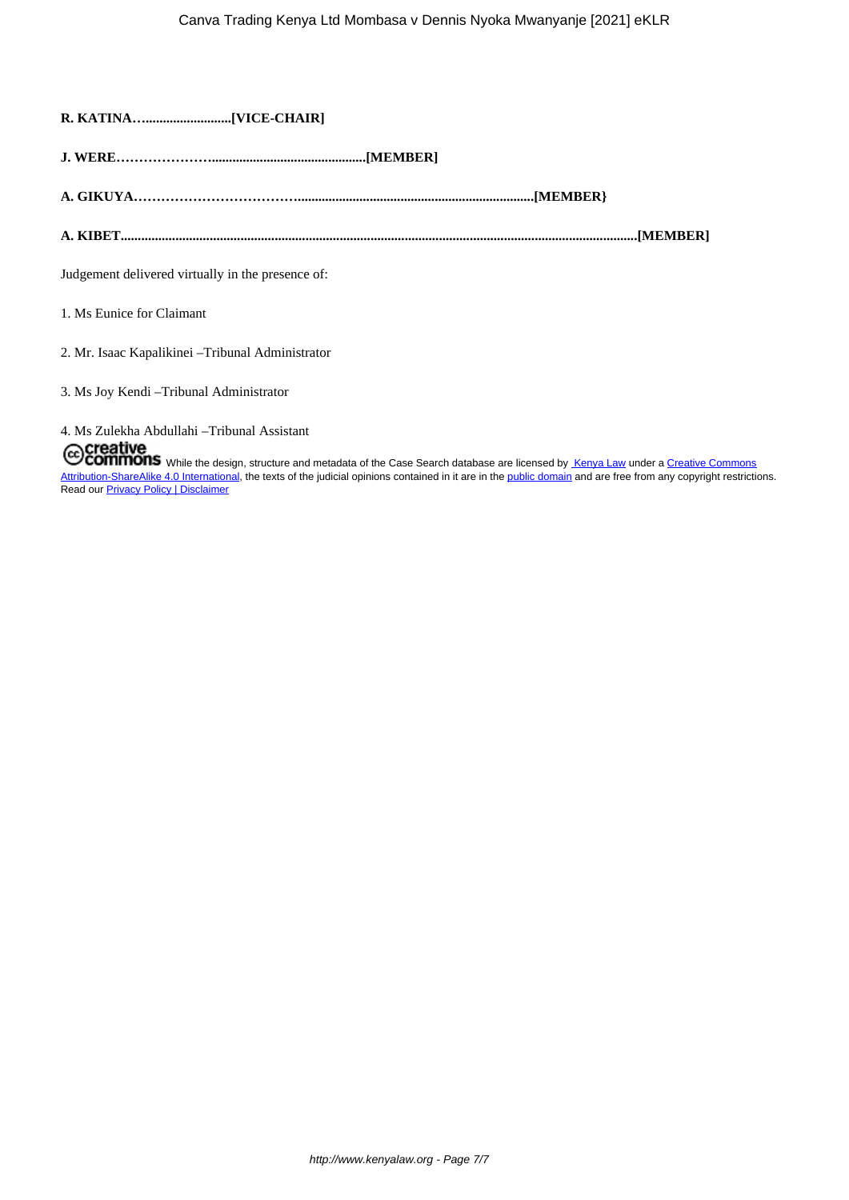**R. KATINA…........................[VICE-CHAIR]**

**J. WERE…………………...........................................[MEMBER]**

**A. GIKUYA………………………………....................................................................[MEMBER}**

**A. KIBET.................................................................................................................................................[MEMBER]**

Judgement delivered virtually in the presence of:

1. Ms Eunice for Claimant

2. Mr. Isaac Kapalikinei –Tribunal Administrator

3. Ms Joy Kendi –Tribunal Administrator

4. Ms Zulekha Abdullahi –Tribunal Assistant

creative commons While the design, structure and metadata of the Case Search database are licensed by Kenya Law under a Creative Commons Attribution-ShareAlike 4.0 International, the texts of the judicial opinions contained in it are in the public domain and are free from any copyright restrictions. Read our Privacy Policy | Disclaimer